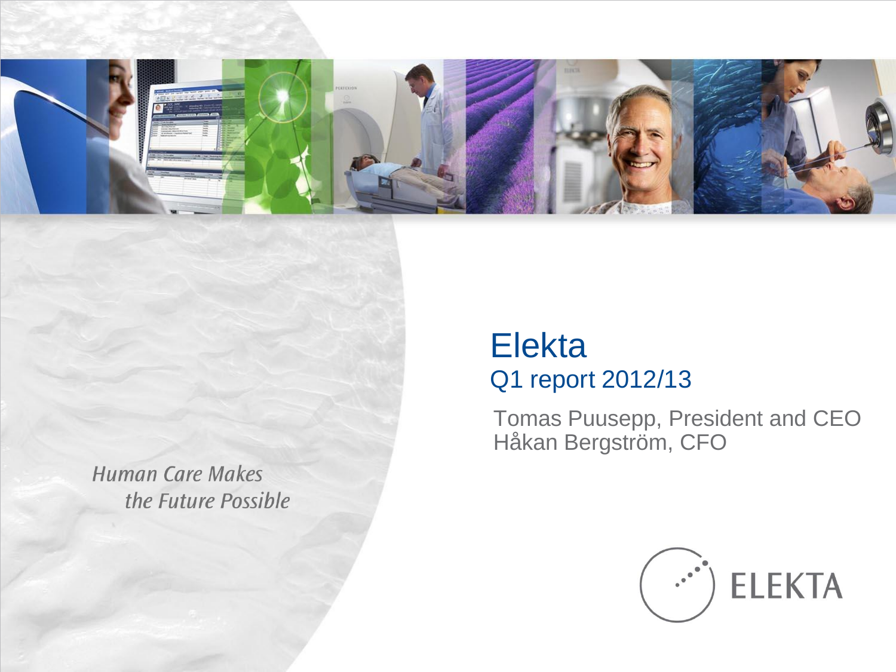# Elekta

## Q1 report 2012/13

Tomas Puusepp, President and CEO
Håkan Bergström, CFO

*Human Care Makes the Future Possible*

ELEKTA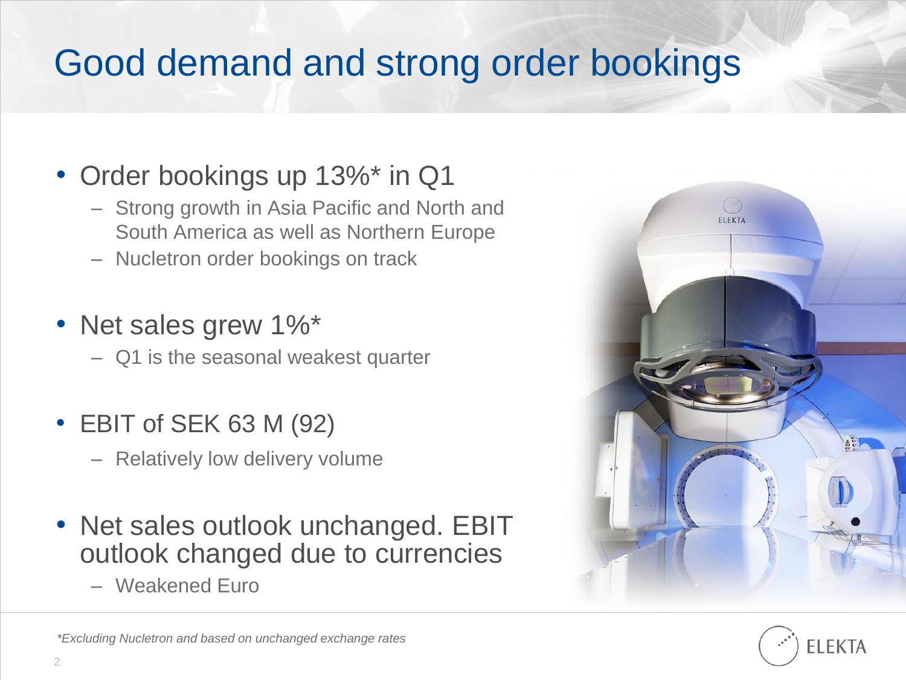# Good demand and strong order bookings

- Order bookings up 13%* in Q1
  - Strong growth in Asia Pacific and North and South America as well as Northern Europe
  - Nucletron order bookings on track
- Net sales grew 1%*
  - Q1 is the seasonal weakest quarter
- EBIT of SEK 63 M (92)
  - Relatively low delivery volume
- Net sales outlook unchanged. EBIT outlook changed due to currencies
  - Weakened Euro

*Excluding Nucletron and based on unchanged exchange rates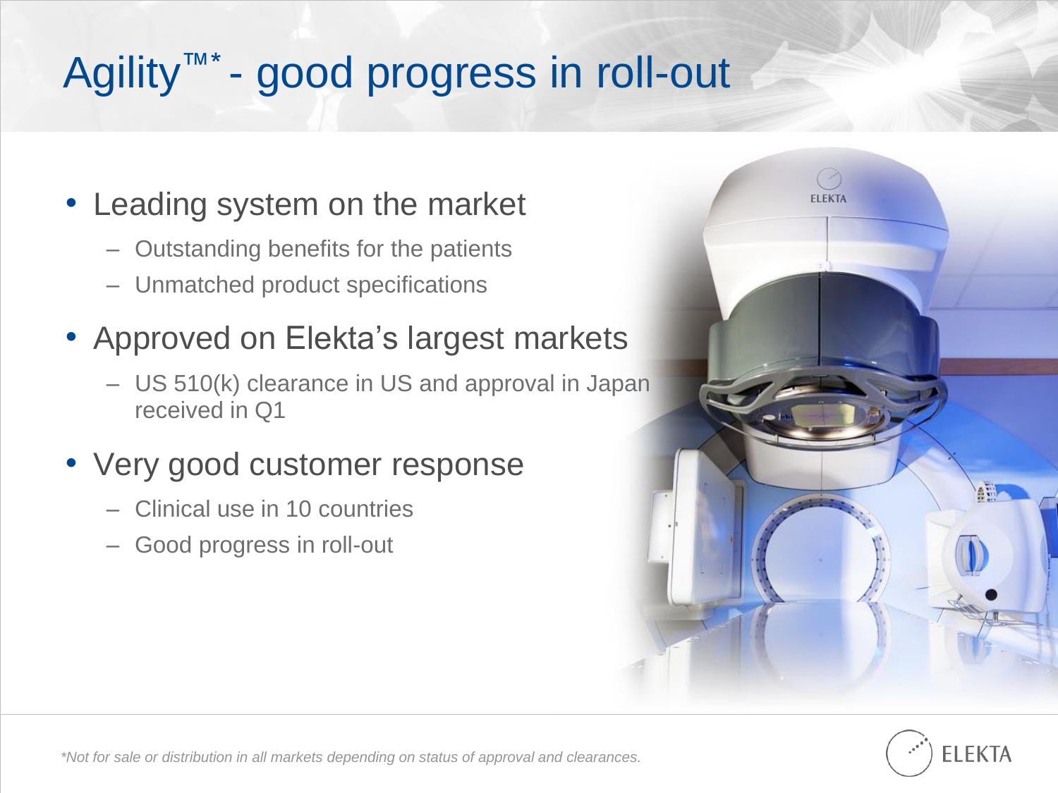# Agility™* - good progress in roll-out

- Leading system on the market
  - Outstanding benefits for the patients
  - Unmatched product specifications
- Approved on Elekta's largest markets
  - US 510(k) clearance in US and approval in Japan received in Q1
- Very good customer response
  - Clinical use in 10 countries
  - Good progress in roll-out

*Not for sale or distribution in all markets depending on status of approval and clearances.*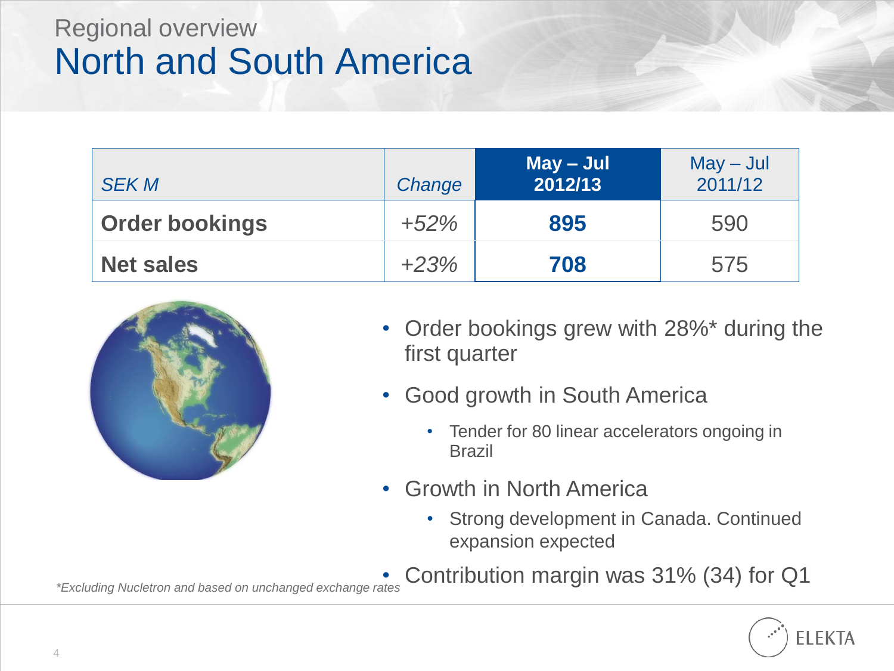## Regional overview

# North and South America

| *SEK M* | *Change* | **May – Jul 2012/13** | May – Jul 2011/12 |
|---|---|---|---|
| **Order bookings** | *+52%* | **895** | 590 |
| **Net sales** | *+23%* | **708** | 575 |

- Order bookings grew with 28%* during the first quarter
- Good growth in South America
  - Tender for 80 linear accelerators ongoing in Brazil
- Growth in North America
  - Strong development in Canada. Continued expansion expected
- Contribution margin was 31% (34) for Q1

*\*Excluding Nucletron and based on unchanged exchange rates*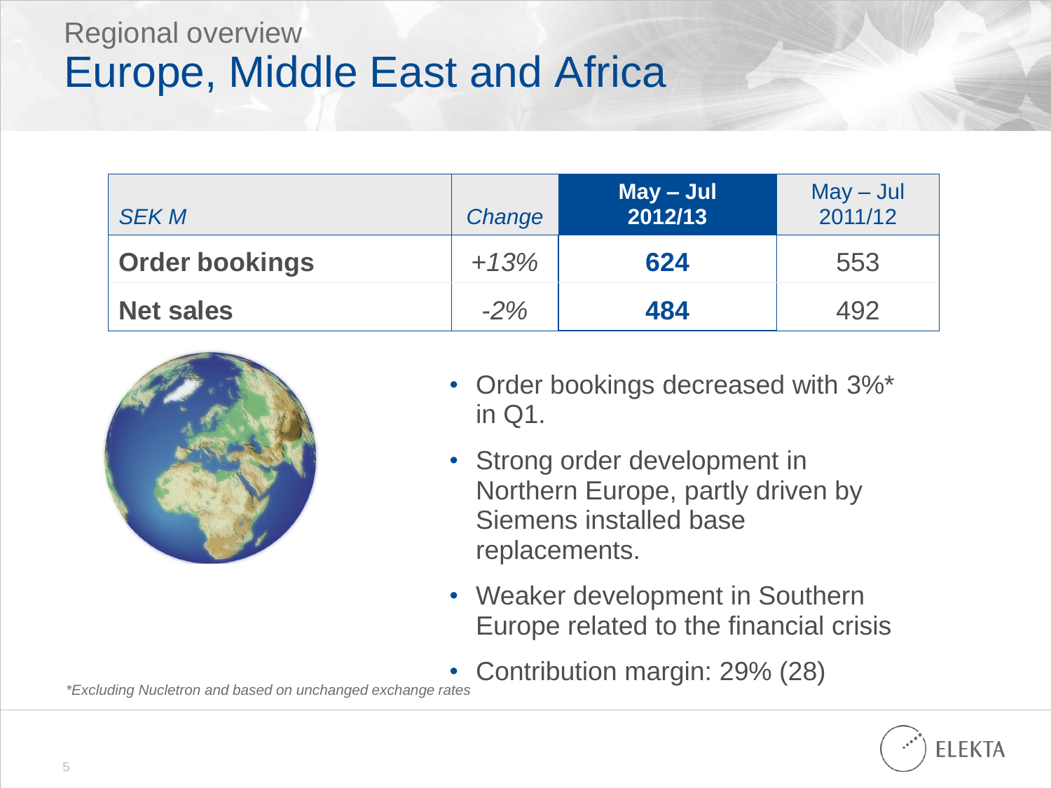Regional overview

# Europe, Middle East and Africa

| *SEK M* | *Change* | **May – Jul 2012/13** | May – Jul 2011/12 |
|---|---|---|---|
| **Order bookings** | *+13%* | **624** | 553 |
| **Net sales** | *-2%* | **484** | 492 |

- Order bookings decreased with 3%* in Q1.
- Strong order development in Northern Europe, partly driven by Siemens installed base replacements.
- Weaker development in Southern Europe related to the financial crisis
- Contribution margin: 29% (28)

*\*Excluding Nucletron and based on unchanged exchange rates*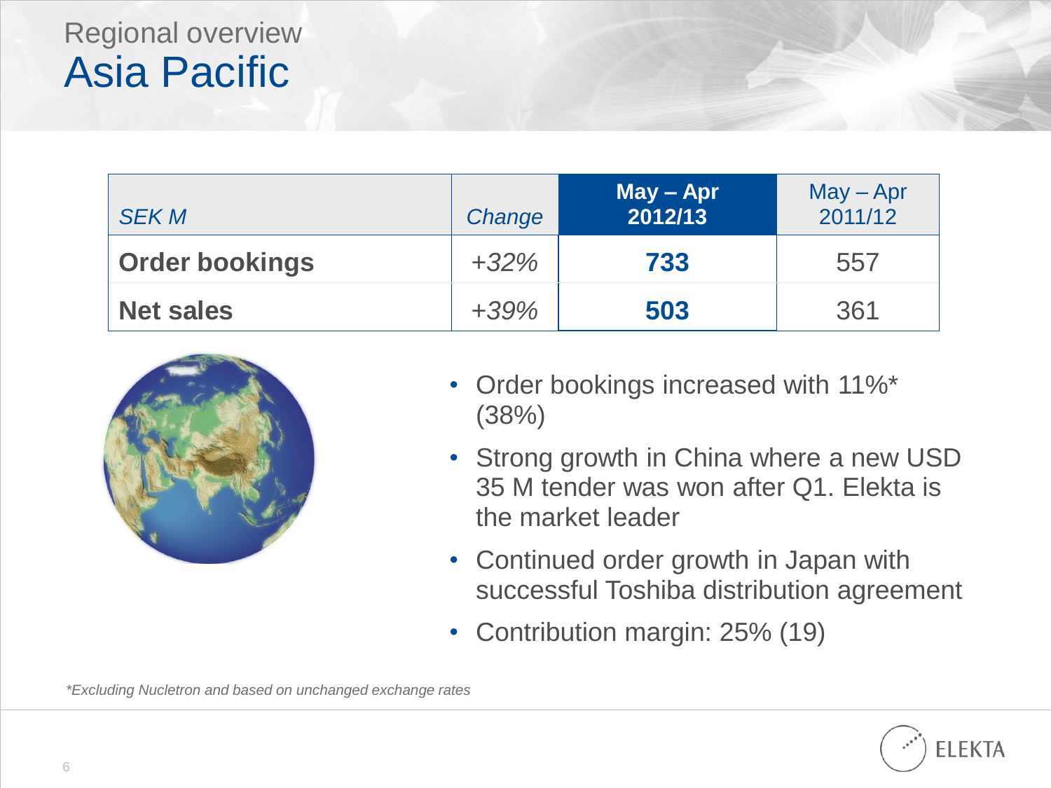Regional overview

# Asia Pacific

| *SEK M* | *Change* | **May – Apr 2012/13** | May – Apr 2011/12 |
|---|---|---|---|
| **Order bookings** | *+32%* | **733** | 557 |
| **Net sales** | *+39%* | **503** | 361 |

- Order bookings increased with 11%* (38%)
- Strong growth in China where a new USD 35 M tender was won after Q1. Elekta is the market leader
- Continued order growth in Japan with successful Toshiba distribution agreement
- Contribution margin: 25% (19)

*\*Excluding Nucletron and based on unchanged exchange rates*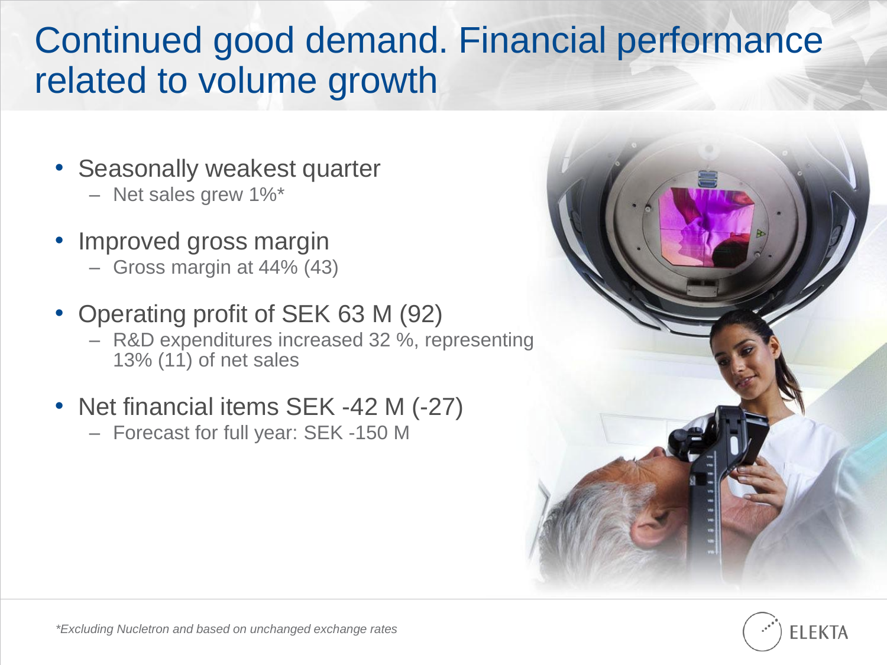# Continued good demand. Financial performance related to volume growth

- Seasonally weakest quarter
  - Net sales grew 1%*
- Improved gross margin
  - Gross margin at 44% (43)
- Operating profit of SEK 63 M (92)
  - R&D expenditures increased 32 %, representing 13% (11) of net sales
- Net financial items SEK -42 M (-27)
  - Forecast for full year: SEK -150 M

*\*Excluding Nucletron and based on unchanged exchange rates*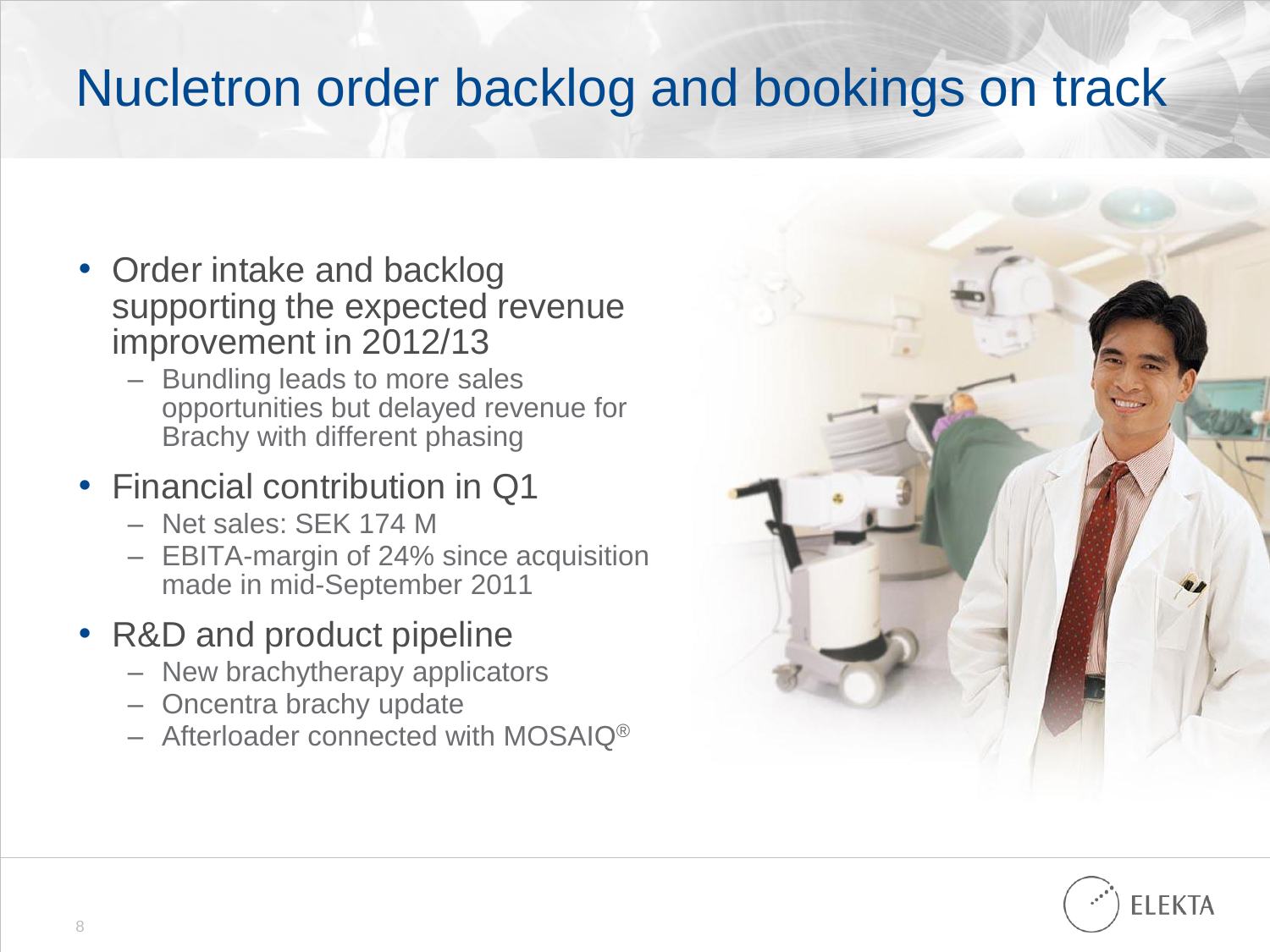# Nucletron order backlog and bookings on track

- Order intake and backlog supporting the expected revenue improvement in 2012/13
  - Bundling leads to more sales opportunities but delayed revenue for Brachy with different phasing
- Financial contribution in Q1
  - Net sales: SEK 174 M
  - EBITA-margin of 24% since acquisition made in mid-September 2011
- R&D and product pipeline
  - New brachytherapy applicators
  - Oncentra brachy update
  - Afterloader connected with MOSAIQ®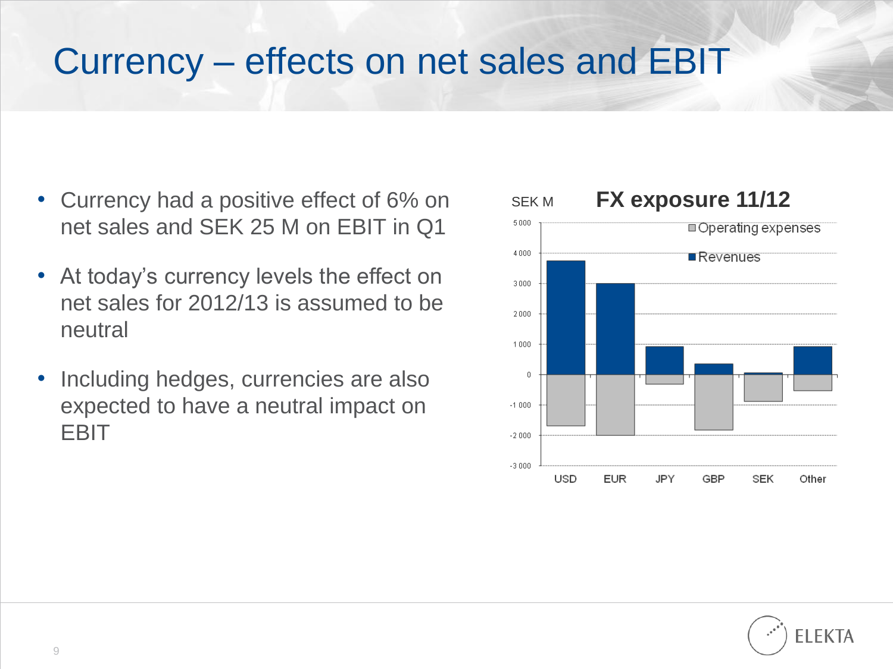# Currency – effects on net sales and EBIT

- Currency had a positive effect of 6% on net sales and SEK 25 M on EBIT in Q1
- At today's currency levels the effect on net sales for 2012/13 is assumed to be neutral
- Including hedges, currencies are also expected to have a neutral impact on EBIT

**FX exposure 11/12**

SEK M

Operating expenses

Revenues

USD EUR JPY GBP SEK Other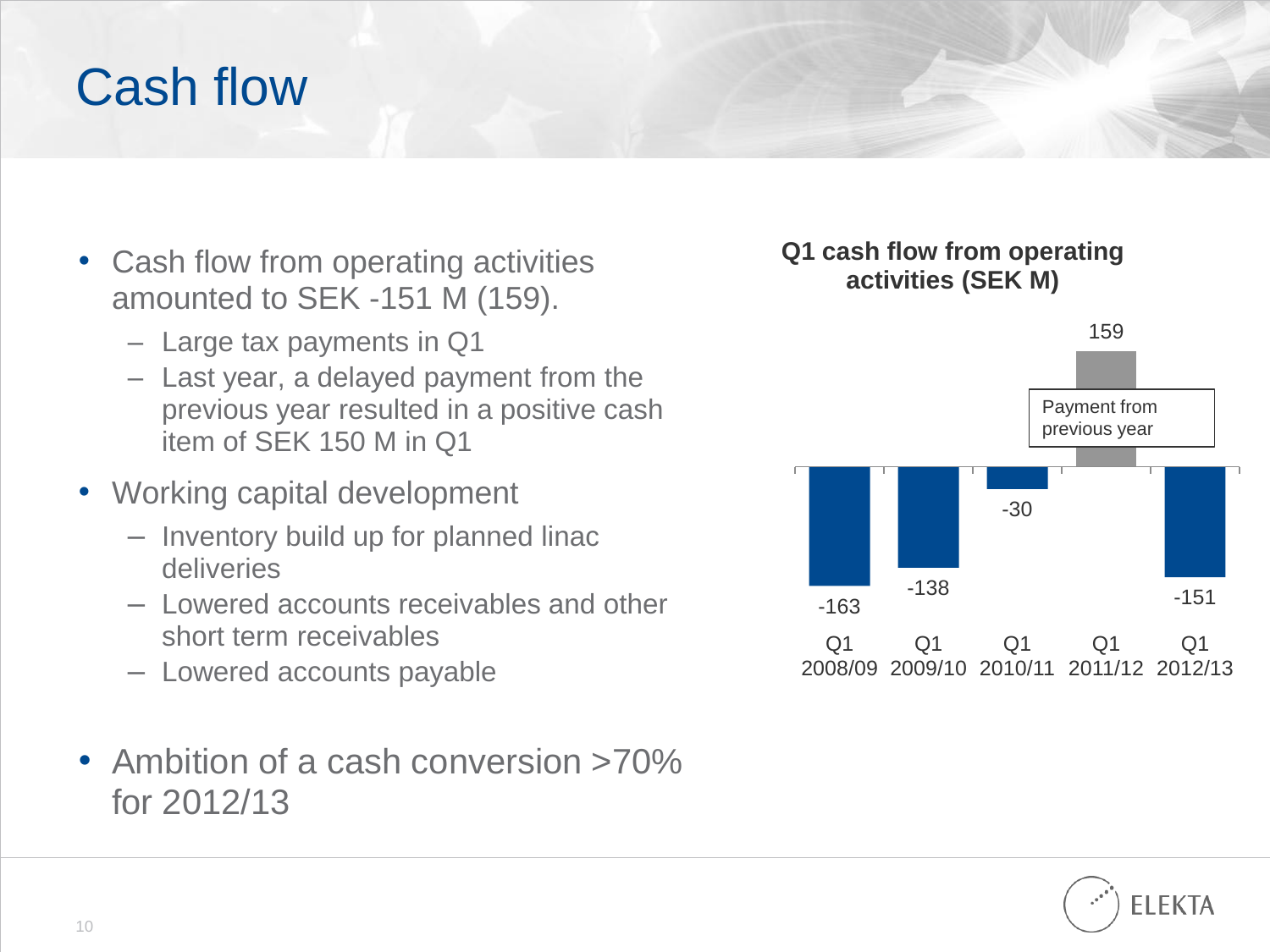# Cash flow

- Cash flow from operating activities amounted to SEK -151 M (159).
  - Large tax payments in Q1
  - Last year, a delayed payment from the previous year resulted in a positive cash item of SEK 150 M in Q1
- Working capital development
  - Inventory build up for planned linac deliveries
  - Lowered accounts receivables and other short term receivables
  - Lowered accounts payable
- Ambition of a cash conversion >70% for 2012/13

**Q1 cash flow from operating activities (SEK M)**

| | Q1 2008/09 | Q1 2009/10 | Q1 2010/11 | Q1 2011/12 | Q1 2012/13 |
|---|---|---|---|---|---|
| SEK M | -163 | -138 | -30 | 159 | -151 |

Payment from previous year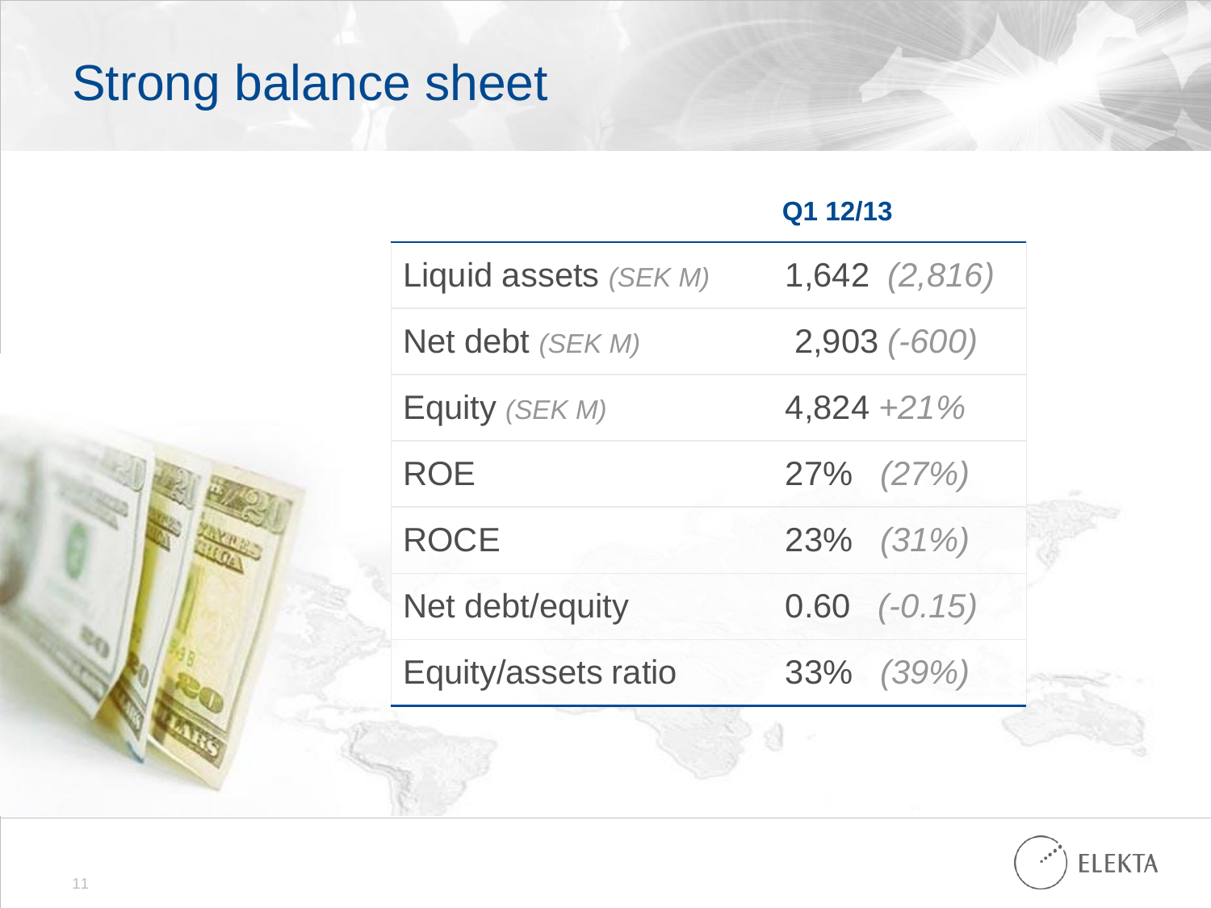# Strong balance sheet

| | Q1 12/13 |
|---|---|
| Liquid assets *(SEK M)* | 1,642 *(2,816)* |
| Net debt *(SEK M)* | 2,903 *(-600)* |
| Equity *(SEK M)* | 4,824 *+21%* |
| ROE | 27% *(27%)* |
| ROCE | 23% *(31%)* |
| Net debt/equity | 0.60 *(-0.15)* |
| Equity/assets ratio | 33% *(39%)* |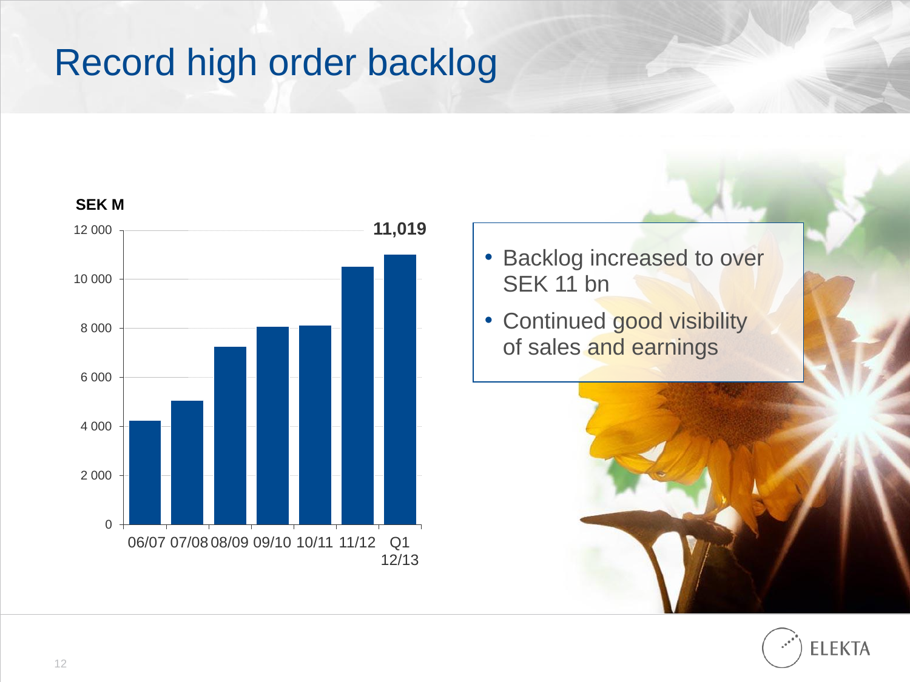# Record high order backlog

SEK M

11,019

| Period | Order backlog (SEK M) |
|---|---|
| 06/07 | |
| 07/08 | |
| 08/09 | |
| 09/10 | |
| 10/11 | |
| 11/12 | |
| Q1 12/13 | 11,019 |

- Backlog increased to over SEK 11 bn
- Continued good visibility of sales and earnings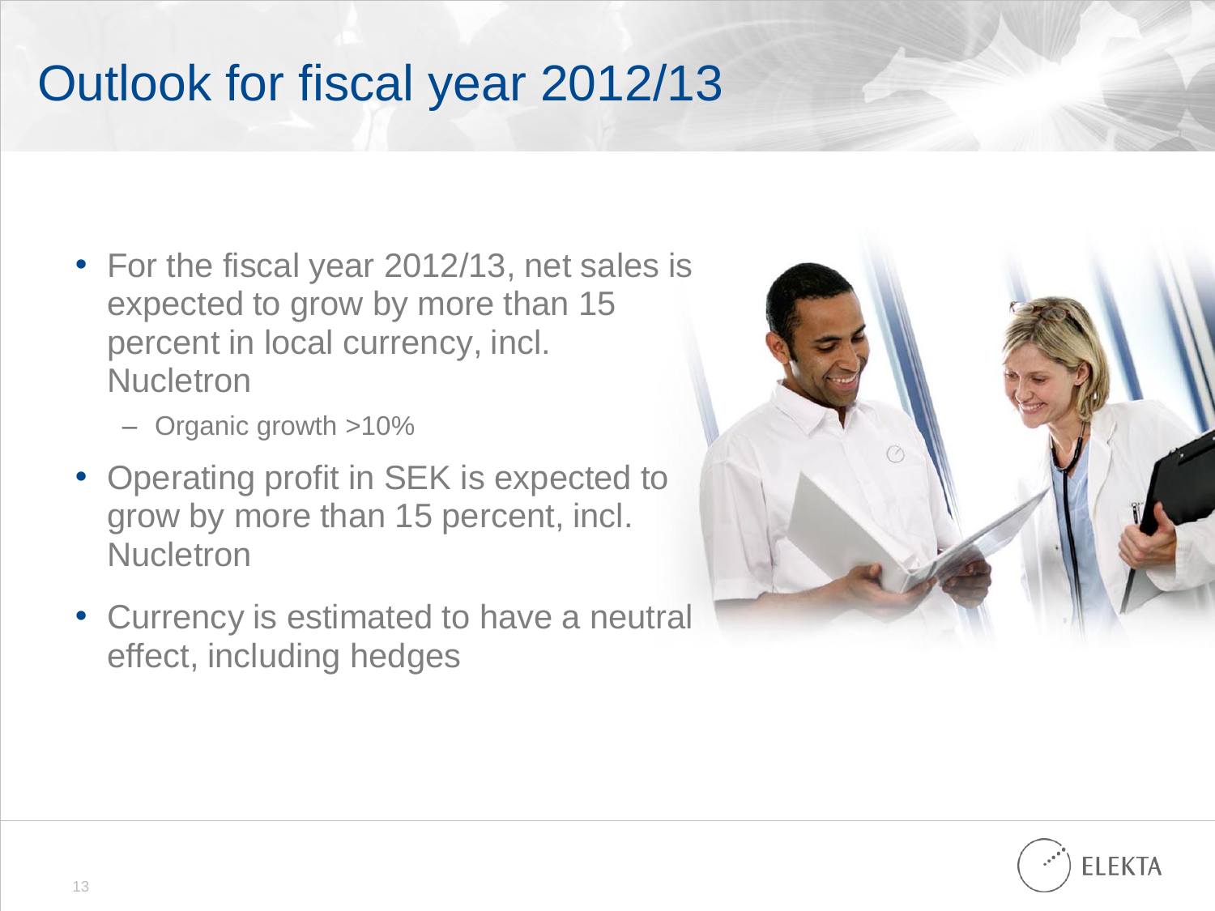# Outlook for fiscal year 2012/13

- For the fiscal year 2012/13, net sales is expected to grow by more than 15 percent in local currency, incl. Nucletron
  - Organic growth >10%
- Operating profit in SEK is expected to grow by more than 15 percent, incl. Nucletron
- Currency is estimated to have a neutral effect, including hedges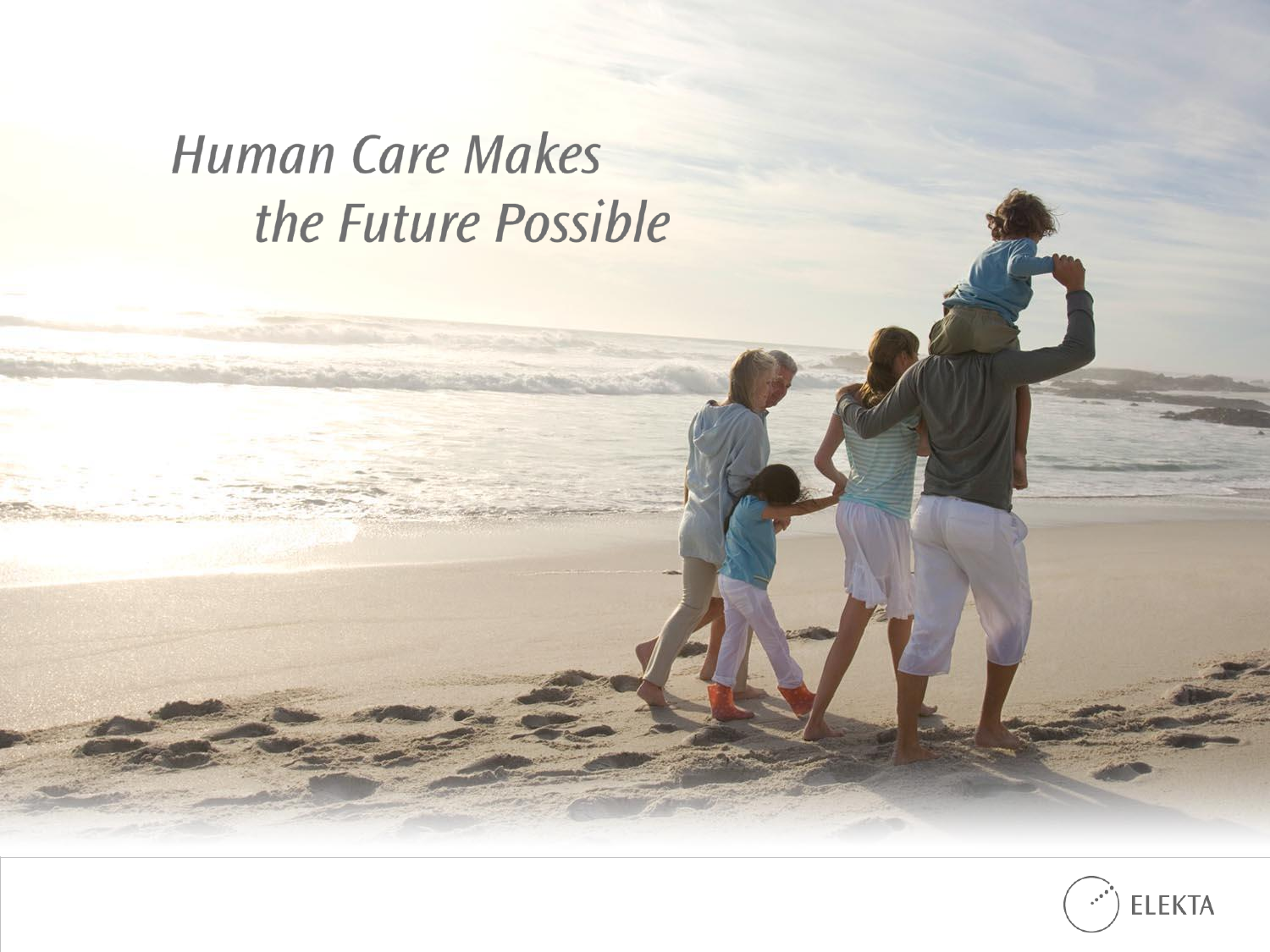*Human Care Makes the Future Possible*

ELEKTA